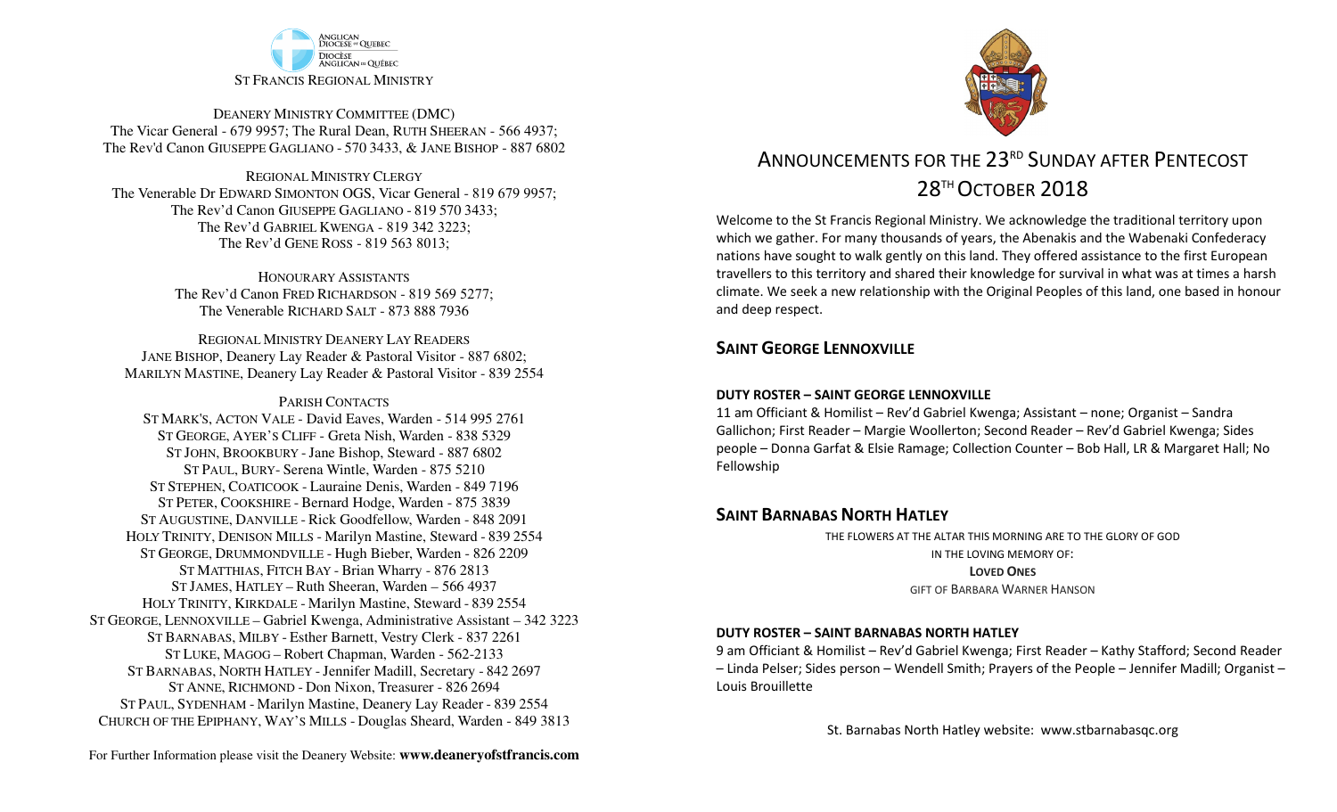ANGLICAN DIOCESE OF QUEBEC
DIOCÈSE ANGLICAN DU QUÉBEC

ST FRANCIS REGIONAL MINISTRY

DEANERY MINISTRY COMMITTEE (DMC)
The Vicar General - 679 9957; The Rural Dean, RUTH SHEERAN - 566 4937;
The Rev'd Canon GIUSEPPE GAGLIANO - 570 3433, & JANE BISHOP - 887 6802

REGIONAL MINISTRY CLERGY
The Venerable Dr EDWARD SIMONTON OGS, Vicar General - 819 679 9957;
The Rev'd Canon GIUSEPPE GAGLIANO - 819 570 3433;
The Rev'd GABRIEL KWENGA - 819 342 3223;
The Rev'd GENE ROSS - 819 563 8013;

HONOURARY ASSISTANTS
The Rev'd Canon FRED RICHARDSON - 819 569 5277;
The Venerable RICHARD SALT - 873 888 7936

REGIONAL MINISTRY DEANERY LAY READERS
JANE BISHOP, Deanery Lay Reader & Pastoral Visitor - 887 6802;
MARILYN MASTINE, Deanery Lay Reader & Pastoral Visitor - 839 2554

PARISH CONTACTS
ST MARK'S, ACTON VALE - David Eaves, Warden - 514 995 2761
ST GEORGE, AYER'S CLIFF - Greta Nish, Warden - 838 5329
ST JOHN, BROOKBURY - Jane Bishop, Steward - 887 6802
ST PAUL, BURY- Serena Wintle, Warden - 875 5210
ST STEPHEN, COATICOOK - Lauraine Denis, Warden - 849 7196
ST PETER, COOKSHIRE - Bernard Hodge, Warden - 875 3839
ST AUGUSTINE, DANVILLE - Rick Goodfellow, Warden - 848 2091
HOLY TRINITY, DENISON MILLS - Marilyn Mastine, Steward - 839 2554
ST GEORGE, DRUMMONDVILLE - Hugh Bieber, Warden - 826 2209
ST MATTHIAS, FITCH BAY - Brian Wharry - 876 2813
ST JAMES, HATLEY – Ruth Sheeran, Warden – 566 4937
HOLY TRINITY, KIRKDALE - Marilyn Mastine, Steward - 839 2554
ST GEORGE, LENNOXVILLE – Gabriel Kwenga, Administrative Assistant – 342 3223
ST BARNABAS, MILBY - Esther Barnett, Vestry Clerk - 837 2261
ST LUKE, MAGOG – Robert Chapman, Warden - 562-2133
ST BARNABAS, NORTH HATLEY - Jennifer Madill, Secretary - 842 2697
ST ANNE, RICHMOND - Don Nixon, Treasurer - 826 2694
ST PAUL, SYDENHAM - Marilyn Mastine, Deanery Lay Reader - 839 2554
CHURCH OF THE EPIPHANY, WAY'S MILLS - Douglas Sheard, Warden - 849 3813

For Further Information please visit the Deanery Website: **www.deaneryofstfrancis.com**

# ANNOUNCEMENTS FOR THE 23RD SUNDAY AFTER PENTECOST 28TH OCTOBER 2018

Welcome to the St Francis Regional Ministry. We acknowledge the traditional territory upon which we gather. For many thousands of years, the Abenakis and the Wabenaki Confederacy nations have sought to walk gently on this land. They offered assistance to the first European travellers to this territory and shared their knowledge for survival in what was at times a harsh climate. We seek a new relationship with the Original Peoples of this land, one based in honour and deep respect.

## SAINT GEORGE LENNOXVILLE

**DUTY ROSTER – SAINT GEORGE LENNOXVILLE**

11 am Officiant & Homilist – Rev'd Gabriel Kwenga; Assistant – none; Organist – Sandra Gallichon; First Reader – Margie Woollerton; Second Reader – Rev'd Gabriel Kwenga; Sides people – Donna Garfat & Elsie Ramage; Collection Counter – Bob Hall, LR & Margaret Hall; No Fellowship

## SAINT BARNABAS NORTH HATLEY

THE FLOWERS AT THE ALTAR THIS MORNING ARE TO THE GLORY OF GOD
IN THE LOVING MEMORY OF:
**LOVED ONES**
GIFT OF BARBARA WARNER HANSON

**DUTY ROSTER – SAINT BARNABAS NORTH HATLEY**

9 am Officiant & Homilist – Rev'd Gabriel Kwenga; First Reader – Kathy Stafford; Second Reader – Linda Pelser; Sides person – Wendell Smith; Prayers of the People – Jennifer Madill; Organist – Louis Brouillette

St. Barnabas North Hatley website: www.stbarnabasqc.org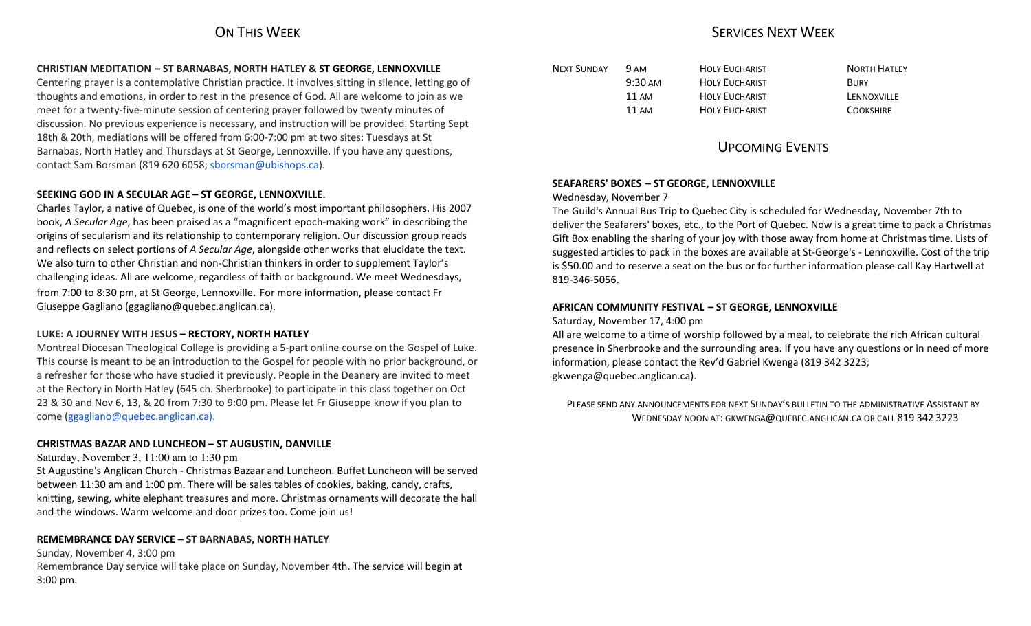# On This Week

**CHRISTIAN MEDITATION – ST BARNABAS, NORTH HATLEY & ST GEORGE, LENNOXVILLE**

Centering prayer is a contemplative Christian practice. It involves sitting in silence, letting go of thoughts and emotions, in order to rest in the presence of God. All are welcome to join as we meet for a twenty-five-minute session of centering prayer followed by twenty minutes of discussion. No previous experience is necessary, and instruction will be provided. Starting Sept 18th & 20th, mediations will be offered from 6:00-7:00 pm at two sites: Tuesdays at St Barnabas, North Hatley and Thursdays at St George, Lennoxville. If you have any questions, contact Sam Borsman (819 620 6058; sborsman@ubishops.ca).

**SEEKING GOD IN A SECULAR AGE – ST GEORGE, LENNOXVILLE.**

Charles Taylor, a native of Quebec, is one of the world's most important philosophers. His 2007 book, *A Secular Age*, has been praised as a "magnificent epoch-making work" in describing the origins of secularism and its relationship to contemporary religion. Our discussion group reads and reflects on select portions of *A Secular Age*, alongside other works that elucidate the text. We also turn to other Christian and non-Christian thinkers in order to supplement Taylor's challenging ideas. All are welcome, regardless of faith or background. We meet Wednesdays, from 7:00 to 8:30 pm, at St George, Lennoxville. For more information, please contact Fr Giuseppe Gagliano (ggagliano@quebec.anglican.ca).

**LUKE: A JOURNEY WITH JESUS – RECTORY, NORTH HATLEY**

Montreal Diocesan Theological College is providing a 5-part online course on the Gospel of Luke. This course is meant to be an introduction to the Gospel for people with no prior background, or a refresher for those who have studied it previously. People in the Deanery are invited to meet at the Rectory in North Hatley (645 ch. Sherbrooke) to participate in this class together on Oct 23 & 30 and Nov 6, 13, & 20 from 7:30 to 9:00 pm. Please let Fr Giuseppe know if you plan to come (ggagliano@quebec.anglican.ca).

**CHRISTMAS BAZAR AND LUNCHEON – ST AUGUSTIN, DANVILLE**

Saturday, November 3, 11:00 am to 1:30 pm

St Augustine's Anglican Church - Christmas Bazaar and Luncheon. Buffet Luncheon will be served between 11:30 am and 1:00 pm. There will be sales tables of cookies, baking, candy, crafts, knitting, sewing, white elephant treasures and more. Christmas ornaments will decorate the hall and the windows. Warm welcome and door prizes too. Come join us!

**REMEMBRANCE DAY SERVICE – ST BARNABAS, NORTH HATLEY**

Sunday, November 4, 3:00 pm

Remembrance Day service will take place on Sunday, November 4th. The service will begin at 3:00 pm.

# Services Next Week

| | | | |
|---|---|---|---|
| Next Sunday | 9 am | Holy Eucharist | North Hatley |
| | 9:30 am | Holy Eucharist | Bury |
| | 11 am | Holy Eucharist | Lennoxville |
| | 11 am | Holy Eucharist | Cookshire |

# Upcoming Events

**SEAFARERS' BOXES – ST GEORGE, LENNOXVILLE**

Wednesday, November 7

The Guild's Annual Bus Trip to Quebec City is scheduled for Wednesday, November 7th to deliver the Seafarers' boxes, etc., to the Port of Quebec. Now is a great time to pack a Christmas Gift Box enabling the sharing of your joy with those away from home at Christmas time. Lists of suggested articles to pack in the boxes are available at St-George's - Lennoxville. Cost of the trip is $50.00 and to reserve a seat on the bus or for further information please call Kay Hartwell at 819-346-5056.

**AFRICAN COMMUNITY FESTIVAL – ST GEORGE, LENNOXVILLE**

Saturday, November 17, 4:00 pm

All are welcome to a time of worship followed by a meal, to celebrate the rich African cultural presence in Sherbrooke and the surrounding area. If you have any questions or in need of more information, please contact the Rev'd Gabriel Kwenga (819 342 3223; gkwenga@quebec.anglican.ca).

Please send any announcements for next Sunday's bulletin to the administrative Assistant by Wednesday noon at: gkwenga@quebec.anglican.ca or call 819 342 3223